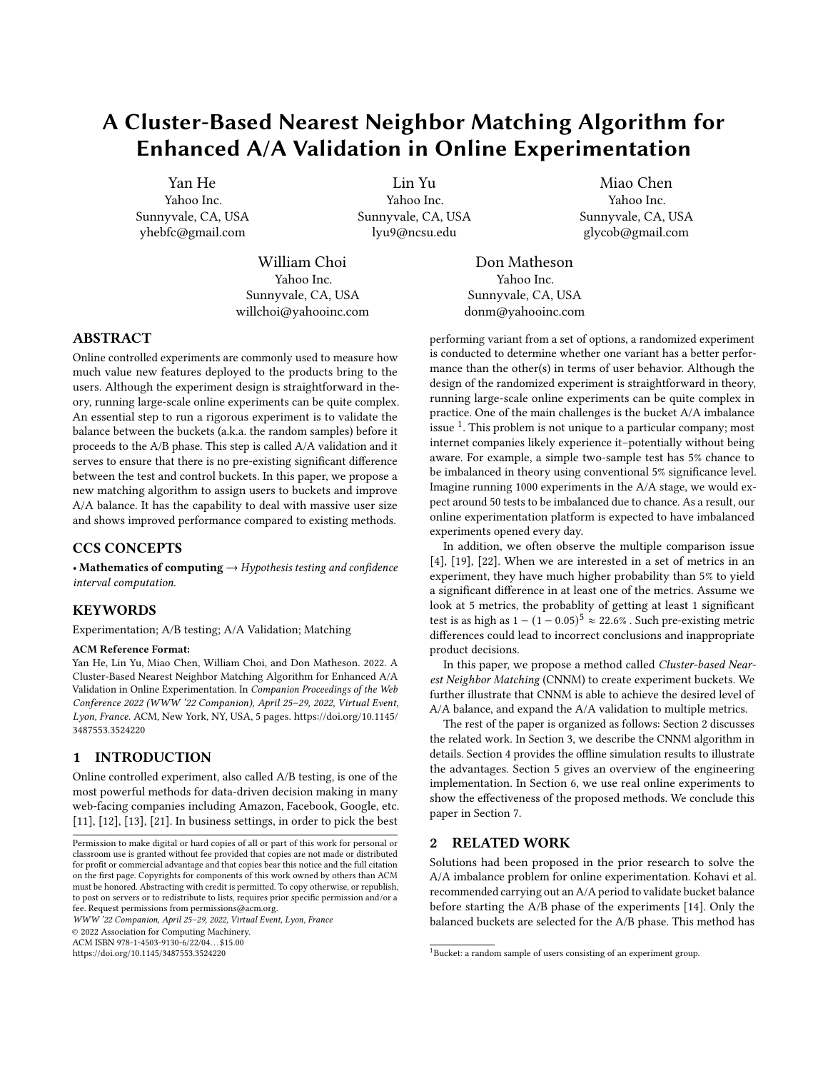# A Cluster-Based Nearest Neighbor Matching Algorithm for Enhanced A/A Validation in Online Experimentation

Yan He
Yahoo Inc.
Sunnyvale, CA, USA
yhebfc@gmail.com

Lin Yu
Yahoo Inc.
Sunnyvale, CA, USA
lyu9@ncsu.edu

Miao Chen
Yahoo Inc.
Sunnyvale, CA, USA
glycob@gmail.com

William Choi
Yahoo Inc.
Sunnyvale, CA, USA
willchoi@yahooinc.com

Don Matheson
Yahoo Inc.
Sunnyvale, CA, USA
donm@yahooinc.com

## ABSTRACT

Online controlled experiments are commonly used to measure how much value new features deployed to the products bring to the users. Although the experiment design is straightforward in theory, running large-scale online experiments can be quite complex. An essential step to run a rigorous experiment is to validate the balance between the buckets (a.k.a. the random samples) before it proceeds to the A/B phase. This step is called A/A validation and it serves to ensure that there is no pre-existing significant difference between the test and control buckets. In this paper, we propose a new matching algorithm to assign users to buckets and improve A/A balance. It has the capability to deal with massive user size and shows improved performance compared to existing methods.

## CCS CONCEPTS

• **Mathematics of computing** → *Hypothesis testing and confidence interval computation*.

## KEYWORDS

Experimentation; A/B testing; A/A Validation; Matching

**ACM Reference Format:**
Yan He, Lin Yu, Miao Chen, William Choi, and Don Matheson. 2022. A Cluster-Based Nearest Neighbor Matching Algorithm for Enhanced A/A Validation in Online Experimentation. In *Companion Proceedings of the Web Conference 2022 (WWW '22 Companion), April 25–29, 2022, Virtual Event, Lyon, France.* ACM, New York, NY, USA, 5 pages. https://doi.org/10.1145/3487553.3524220

## 1 INTRODUCTION

Online controlled experiment, also called A/B testing, is one of the most powerful methods for data-driven decision making in many web-facing companies including Amazon, Facebook, Google, etc. [11], [12], [13], [21]. In business settings, in order to pick the best performing variant from a set of options, a randomized experiment is conducted to determine whether one variant has a better performance than the other(s) in terms of user behavior. Although the design of the randomized experiment is straightforward in theory, running large-scale online experiments can be quite complex in practice. One of the main challenges is the bucket A/A imbalance issue [1]. This problem is not unique to a particular company; most internet companies likely experience it–potentially without being aware. For example, a simple two-sample test has 5% chance to be imbalanced in theory using conventional 5% significance level. Imagine running 1000 experiments in the A/A stage, we would expect around 50 tests to be imbalanced due to chance. As a result, our online experimentation platform is expected to have imbalanced experiments opened every day.

In addition, we often observe the multiple comparison issue [4], [19], [22]. When we are interested in a set of metrics in an experiment, they have much higher probability than 5% to yield a significant difference in at least one of the metrics. Assume we look at 5 metrics, the probablity of getting at least 1 significant test is as high as $1 - (1 - 0.05)^5 \approx 22.6\%$ . Such pre-existing metric differences could lead to incorrect conclusions and inappropriate product decisions.

In this paper, we propose a method called *Cluster-based Nearest Neighbor Matching* (CNNM) to create experiment buckets. We further illustrate that CNNM is able to achieve the desired level of A/A balance, and expand the A/A validation to multiple metrics.

The rest of the paper is organized as follows: Section 2 discusses the related work. In Section 3, we describe the CNNM algorithm in details. Section 4 provides the offline simulation results to illustrate the advantages. Section 5 gives an overview of the engineering implementation. In Section 6, we use real online experiments to show the effectiveness of the proposed methods. We conclude this paper in Section 7.

## 2 RELATED WORK

Solutions had been proposed in the prior research to solve the A/A imbalance problem for online experimentation. Kohavi et al. recommended carrying out an A/A period to validate bucket balance before starting the A/B phase of the experiments [14]. Only the balanced buckets are selected for the A/B phase. This method has

[1] Bucket: a random sample of users consisting of an experiment group.

Permission to make digital or hard copies of all or part of this work for personal or classroom use is granted without fee provided that copies are not made or distributed for profit or commercial advantage and that copies bear this notice and the full citation on the first page. Copyrights for components of this work owned by others than ACM must be honored. Abstracting with credit is permitted. To copy otherwise, or republish, to post on servers or to redistribute to lists, requires prior specific permission and/or a fee. Request permissions from permissions@acm.org.
*WWW '22 Companion, April 25–29, 2022, Virtual Event, Lyon, France*
© 2022 Association for Computing Machinery.
ACM ISBN 978-1-4503-9130-6/22/04…$15.00
https://doi.org/10.1145/3487553.3524220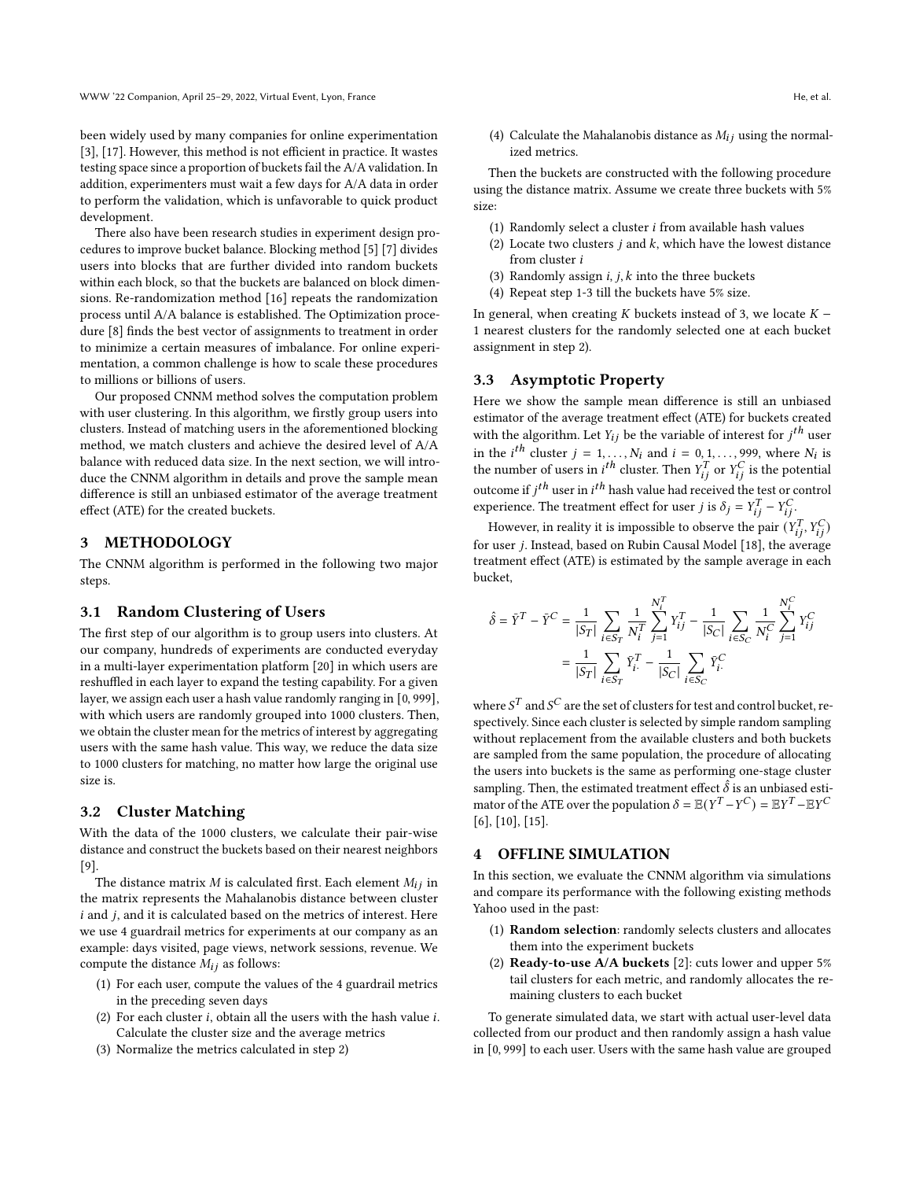been widely used by many companies for online experimentation [3], [17]. However, this method is not efficient in practice. It wastes testing space since a proportion of buckets fail the A/A validation. In addition, experimenters must wait a few days for A/A data in order to perform the validation, which is unfavorable to quick product development.

There also have been research studies in experiment design procedures to improve bucket balance. Blocking method [5] [7] divides users into blocks that are further divided into random buckets within each block, so that the buckets are balanced on block dimensions. Re-randomization method [16] repeats the randomization process until A/A balance is established. The Optimization procedure [8] finds the best vector of assignments to treatment in order to minimize a certain measures of imbalance. For online experimentation, a common challenge is how to scale these procedures to millions or billions of users.

Our proposed CNNM method solves the computation problem with user clustering. In this algorithm, we firstly group users into clusters. Instead of matching users in the aforementioned blocking method, we match clusters and achieve the desired level of A/A balance with reduced data size. In the next section, we will introduce the CNNM algorithm in details and prove the sample mean difference is still an unbiased estimator of the average treatment effect (ATE) for the created buckets.

## 3 METHODOLOGY

The CNNM algorithm is performed in the following two major steps.

### 3.1 Random Clustering of Users

The first step of our algorithm is to group users into clusters. At our company, hundreds of experiments are conducted everyday in a multi-layer experimentation platform [20] in which users are reshuffled in each layer to expand the testing capability. For a given layer, we assign each user a hash value randomly ranging in $[0, 999]$, with which users are randomly grouped into 1000 clusters. Then, we obtain the cluster mean for the metrics of interest by aggregating users with the same hash value. This way, we reduce the data size to 1000 clusters for matching, no matter how large the original use size is.

### 3.2 Cluster Matching

With the data of the 1000 clusters, we calculate their pair-wise distance and construct the buckets based on their nearest neighbors [9].

The distance matrix $M$ is calculated first. Each element $M_{ij}$ in the matrix represents the Mahalanobis distance between cluster $i$ and $j$, and it is calculated based on the metrics of interest. Here we use 4 guardrail metrics for experiments at our company as an example: days visited, page views, network sessions, revenue. We compute the distance $M_{ij}$ as follows:

(1) For each user, compute the values of the 4 guardrail metrics in the preceding seven days
(2) For each cluster $i$, obtain all the users with the hash value $i$. Calculate the cluster size and the average metrics
(3) Normalize the metrics calculated in step 2)
(4) Calculate the Mahalanobis distance as $M_{ij}$ using the normalized metrics.

Then the buckets are constructed with the following procedure using the distance matrix. Assume we create three buckets with 5% size:

(1) Randomly select a cluster $i$ from available hash values
(2) Locate two clusters $j$ and $k$, which have the lowest distance from cluster $i$
(3) Randomly assign $i, j, k$ into the three buckets
(4) Repeat step 1-3 till the buckets have 5% size.

In general, when creating $K$ buckets instead of 3, we locate $K - 1$ nearest clusters for the randomly selected one at each bucket assignment in step 2).

### 3.3 Asymptotic Property

Here we show the sample mean difference is still an unbiased estimator of the average treatment effect (ATE) for buckets created with the algorithm. Let $Y_{ij}$ be the variable of interest for $j^{th}$ user in the $i^{th}$ cluster $j = 1, \dots, N_i$ and $i = 0, 1, \dots, 999$, where $N_i$ is the number of users in $i^{th}$ cluster. Then $Y_{ij}^T$ or $Y_{ij}^C$ is the potential outcome if $j^{th}$ user in $i^{th}$ hash value had received the test or control experience. The treatment effect for user $j$ is $\delta_j = Y_{ij}^T - Y_{ij}^C$.

However, in reality it is impossible to observe the pair $(Y_{ij}^T, Y_{ij}^C)$ for user $j$. Instead, based on Rubin Causal Model [18], the average treatment effect (ATE) is estimated by the sample average in each bucket,

$$
\begin{aligned}
\hat{\delta} = \bar{Y}^T - \bar{Y}^C &= \frac{1}{|S_T|} \sum_{i \in S_T} \frac{1}{N_i^T} \sum_{j=1}^{N_i^T} Y_{ij}^T - \frac{1}{|S_C|} \sum_{i \in S_C} \frac{1}{N_i^C} \sum_{j=1}^{N_i^C} Y_{ij}^C \\
&= \frac{1}{|S_T|} \sum_{i \in S_T} \bar{Y}_{i\cdot}^T - \frac{1}{|S_C|} \sum_{i \in S_C} \bar{Y}_{i\cdot}^C
\end{aligned}
$$

where $S^T$ and $S^C$ are the set of clusters for test and control bucket, respectively. Since each cluster is selected by simple random sampling without replacement from the available clusters and both buckets are sampled from the same population, the procedure of allocating the users into buckets is the same as performing one-stage cluster sampling. Then, the estimated treatment effect $\hat{\delta}$ is an unbiased estimator of the ATE over the population $\delta = \mathbb{E}(Y^T - Y^C) = \mathbb{E}Y^T - \mathbb{E}Y^C$ [6], [10], [15].

## 4 OFFLINE SIMULATION

In this section, we evaluate the CNNM algorithm via simulations and compare its performance with the following existing methods Yahoo used in the past:

(1) **Random selection**: randomly selects clusters and allocates them into the experiment buckets
(2) **Ready-to-use A/A buckets** [2]: cuts lower and upper 5% tail clusters for each metric, and randomly allocates the remaining clusters to each bucket

To generate simulated data, we start with actual user-level data collected from our product and then randomly assign a hash value in $[0, 999]$ to each user. Users with the same hash value are grouped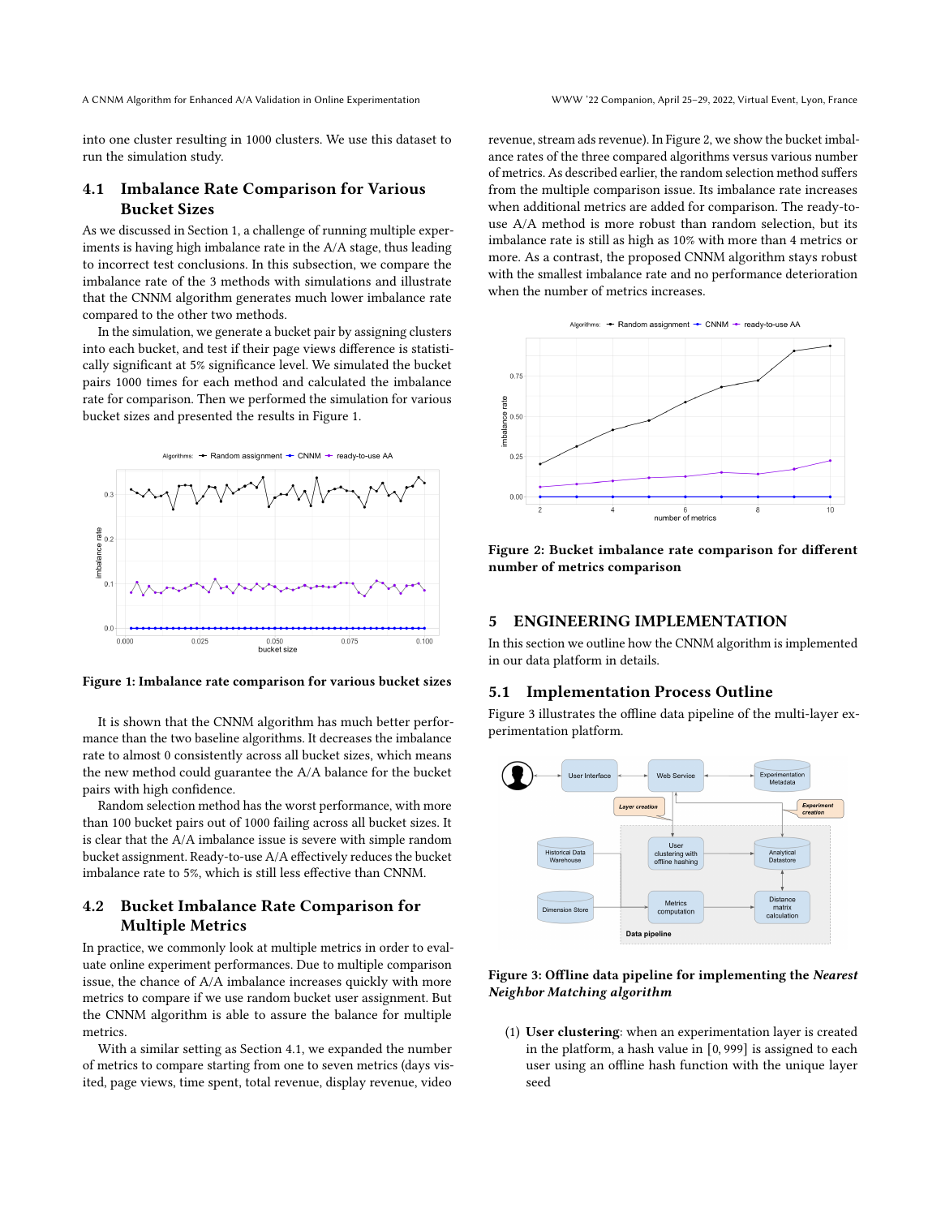into one cluster resulting in 1000 clusters. We use this dataset to run the simulation study.

## 4.1 Imbalance Rate Comparison for Various Bucket Sizes

As we discussed in Section 1, a challenge of running multiple experiments is having high imbalance rate in the A/A stage, thus leading to incorrect test conclusions. In this subsection, we compare the imbalance rate of the 3 methods with simulations and illustrate that the CNNM algorithm generates much lower imbalance rate compared to the other two methods.

In the simulation, we generate a bucket pair by assigning clusters into each bucket, and test if their page views difference is statistically significant at 5% significance level. We simulated the bucket pairs 1000 times for each method and calculated the imbalance rate for comparison. Then we performed the simulation for various bucket sizes and presented the results in Figure 1.

**Figure 1: Imbalance rate comparison for various bucket sizes**

It is shown that the CNNM algorithm has much better performance than the two baseline algorithms. It decreases the imbalance rate to almost 0 consistently across all bucket sizes, which means the new method could guarantee the A/A balance for the bucket pairs with high confidence.

Random selection method has the worst performance, with more than 100 bucket pairs out of 1000 failing across all bucket sizes. It is clear that the A/A imbalance issue is severe with simple random bucket assignment. Ready-to-use A/A effectively reduces the bucket imbalance rate to 5%, which is still less effective than CNNM.

## 4.2 Bucket Imbalance Rate Comparison for Multiple Metrics

In practice, we commonly look at multiple metrics in order to evaluate online experiment performances. Due to multiple comparison issue, the chance of A/A imbalance increases quickly with more metrics to compare if we use random bucket user assignment. But the CNNM algorithm is able to assure the balance for multiple metrics.

With a similar setting as Section 4.1, we expanded the number of metrics to compare starting from one to seven metrics (days visited, page views, time spent, total revenue, display revenue, video revenue, stream ads revenue). In Figure 2, we show the bucket imbalance rates of the three compared algorithms versus various number of metrics. As described earlier, the random selection method suffers from the multiple comparison issue. Its imbalance rate increases when additional metrics are added for comparison. The ready-to-use A/A method is more robust than random selection, but its imbalance rate is still as high as 10% with more than 4 metrics or more. As a contrast, the proposed CNNM algorithm stays robust with the smallest imbalance rate and no performance deterioration when the number of metrics increases.

**Figure 2: Bucket imbalance rate comparison for different number of metrics comparison**

# 5 ENGINEERING IMPLEMENTATION

In this section we outline how the CNNM algorithm is implemented in our data platform in details.

## 5.1 Implementation Process Outline

Figure 3 illustrates the offline data pipeline of the multi-layer experimentation platform.

**Figure 3: Offline data pipeline for implementing the *Nearest Neighbor Matching algorithm***

(1) **User clustering**: when an experimentation layer is created in the platform, a hash value in $[0, 999]$ is assigned to each user using an offline hash function with the unique layer seed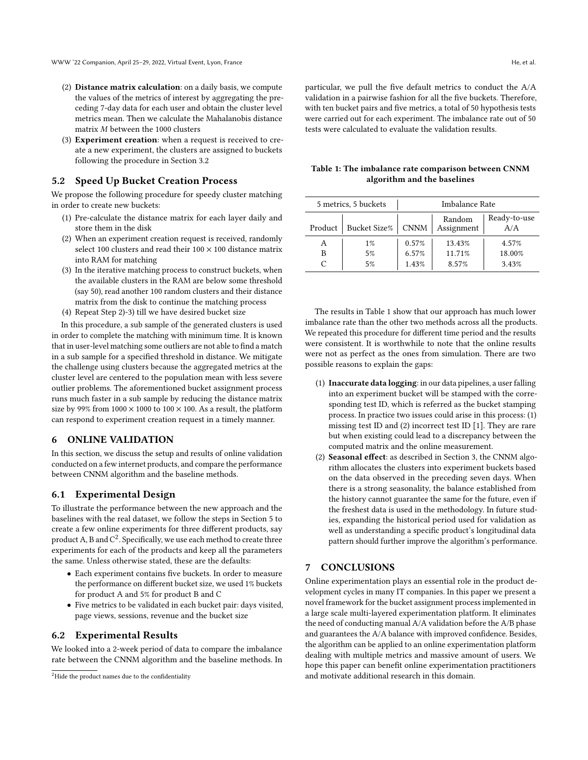(2) **Distance matrix calculation**: on a daily basis, we compute the values of the metrics of interest by aggregating the preceding 7-day data for each user and obtain the cluster level metrics mean. Then we calculate the Mahalanobis distance matrix $M$ between the 1000 clusters

(3) **Experiment creation**: when a request is received to create a new experiment, the clusters are assigned to buckets following the procedure in Section 3.2

## 5.2 Speed Up Bucket Creation Process

We propose the following procedure for speedy cluster matching in order to create new buckets:

1. Pre-calculate the distance matrix for each layer daily and store them in the disk
2. When an experiment creation request is received, randomly select 100 clusters and read their $100 \times 100$ distance matrix into RAM for matching
3. In the iterative matching process to construct buckets, when the available clusters in the RAM are below some threshold (say 50), read another 100 random clusters and their distance matrix from the disk to continue the matching process
4. Repeat Step 2)-3) till we have desired bucket size

In this procedure, a sub sample of the generated clusters is used in order to complete the matching with minimum time. It is known that in user-level matching some outliers are not able to find a match in a sub sample for a specified threshold in distance. We mitigate the challenge using clusters because the aggregated metrics at the cluster level are centered to the population mean with less severe outlier problems. The aforementioned bucket assignment process runs much faster in a sub sample by reducing the distance matrix size by 99% from $1000 \times 1000$ to $100 \times 100$. As a result, the platform can respond to experiment creation request in a timely manner.

# 6 ONLINE VALIDATION

In this section, we discuss the setup and results of online validation conducted on a few internet products, and compare the performance between CNNM algorithm and the baseline methods.

## 6.1 Experimental Design

To illustrate the performance between the new approach and the baselines with the real dataset, we follow the steps in Section 5 to create a few online experiments for three different products, say product A, B and C[2]. Specifically, we use each method to create three experiments for each of the products and keep all the parameters the same. Unless otherwise stated, these are the defaults:

- Each experiment contains five buckets. In order to measure the performance on different bucket size, we used 1% buckets for product A and 5% for product B and C
- Five metrics to be validated in each bucket pair: days visited, page views, sessions, revenue and the bucket size

## 6.2 Experimental Results

We looked into a 2-week period of data to compare the imbalance rate between the CNNM algorithm and the baseline methods. In particular, we pull the five default metrics to conduct the A/A validation in a pairwise fashion for all the five buckets. Therefore, with ten bucket pairs and five metrics, a total of 50 hypothesis tests were carried out for each experiment. The imbalance rate out of 50 tests were calculated to evaluate the validation results.

**Table 1: The imbalance rate comparison between CNNM algorithm and the baselines**

| 5 metrics, 5 buckets | | Imbalance Rate | | |
|---|---|---|---|---|
| Product | Bucket Size% | CNNM | Random Assignment | Ready-to-use A/A |
| A | 1% | 0.57% | 13.43% | 4.57% |
| B | 5% | 6.57% | 11.71% | 18.00% |
| C | 5% | 1.43% | 8.57% | 3.43% |

The results in Table 1 show that our approach has much lower imbalance rate than the other two methods across all the products. We repeated this procedure for different time period and the results were consistent. It is worthwhile to note that the online results were not as perfect as the ones from simulation. There are two possible reasons to explain the gaps:

1. **Inaccurate data logging**: in our data pipelines, a user falling into an experiment bucket will be stamped with the corresponding test ID, which is referred as the bucket stamping process. In practice two issues could arise in this process: (1) missing test ID and (2) incorrect test ID [1]. They are rare but when existing could lead to a discrepancy between the computed matrix and the online measurement.
2. **Seasonal effect**: as described in Section 3, the CNNM algorithm allocates the clusters into experiment buckets based on the data observed in the preceding seven days. When there is a strong seasonality, the balance established from the history cannot guarantee the same for the future, even if the freshest data is used in the methodology. In future studies, expanding the historical period used for validation as well as understanding a specific product's longitudinal data pattern should further improve the algorithm's performance.

# 7 CONCLUSIONS

Online experimentation plays an essential role in the product development cycles in many IT companies. In this paper we present a novel framework for the bucket assignment process implemented in a large scale multi-layered experimentation platform. It eliminates the need of conducting manual A/A validation before the A/B phase and guarantees the A/A balance with improved confidence. Besides, the algorithm can be applied to an online experimentation platform dealing with multiple metrics and massive amount of users. We hope this paper can benefit online experimentation practitioners and motivate additional research in this domain.

---

[2] Hide the product names due to the confidentiality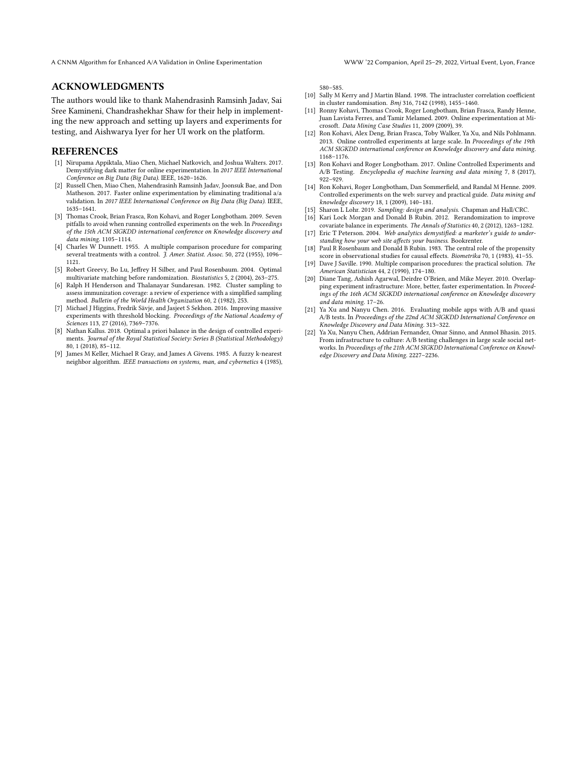## ACKNOWLEDGMENTS

The authors would like to thank Mahendrasinh Ramsinh Jadav, Sai Sree Kamineni, Chandrashekhar Shaw for their help in implementing the new approach and setting up layers and experiments for testing, and Aishwarya Iyer for her UI work on the platform.

## REFERENCES

- [1] Nirupama Appiktala, Miao Chen, Michael Natkovich, and Joshua Walters. 2017. Demystifying dark matter for online experimentation. In *2017 IEEE International Conference on Big Data (Big Data)*. IEEE, 1620–1626.
- [2] Russell Chen, Miao Chen, Mahendrasinh Ramsinh Jadav, Joonsuk Bae, and Don Matheson. 2017. Faster online experimentation by eliminating traditional a/a validation. In *2017 IEEE International Conference on Big Data (Big Data)*. IEEE, 1635–1641.
- [3] Thomas Crook, Brian Frasca, Ron Kohavi, and Roger Longbotham. 2009. Seven pitfalls to avoid when running controlled experiments on the web. In *Proceedings of the 15th ACM SIGKDD international conference on Knowledge discovery and data mining*. 1105–1114.
- [4] Charles W Dunnett. 1955. A multiple comparison procedure for comparing several treatments with a control. *J. Amer. Statist. Assoc.* 50, 272 (1955), 1096–1121.
- [5] Robert Greevy, Bo Lu, Jeffrey H Silber, and Paul Rosenbaum. 2004. Optimal multivariate matching before randomization. *Biostatistics* 5, 2 (2004), 263–275.
- [6] Ralph H Henderson and Thalanayar Sundaresan. 1982. Cluster sampling to assess immunization coverage: a review of experience with a simplified sampling method. *Bulletin of the World Health Organization* 60, 2 (1982), 253.
- [7] Michael J Higgins, Fredrik Sävje, and Jasjeet S Sekhon. 2016. Improving massive experiments with threshold blocking. *Proceedings of the National Academy of Sciences* 113, 27 (2016), 7369–7376.
- [8] Nathan Kallus. 2018. Optimal a priori balance in the design of controlled experiments. *Journal of the Royal Statistical Society: Series B (Statistical Methodology)* 80, 1 (2018), 85–112.
- [9] James M Keller, Michael R Gray, and James A Givens. 1985. A fuzzy k-nearest neighbor algorithm. *IEEE transactions on systems, man, and cybernetics* 4 (1985), 580–585.
- [10] Sally M Kerry and J Martin Bland. 1998. The intracluster correlation coefficient in cluster randomisation. *Bmj* 316, 7142 (1998), 1455–1460.
- [11] Ronny Kohavi, Thomas Crook, Roger Longbotham, Brian Frasca, Randy Henne, Juan Lavista Ferres, and Tamir Melamed. 2009. Online experimentation at Microsoft. *Data Mining Case Studies* 11, 2009 (2009), 39.
- [12] Ron Kohavi, Alex Deng, Brian Frasca, Toby Walker, Ya Xu, and Nils Pohlmann. 2013. Online controlled experiments at large scale. In *Proceedings of the 19th ACM SIGKDD international conference on Knowledge discovery and data mining*. 1168–1176.
- [13] Ron Kohavi and Roger Longbotham. 2017. Online Controlled Experiments and A/B Testing. *Encyclopedia of machine learning and data mining* 7, 8 (2017), 922–929.
- [14] Ron Kohavi, Roger Longbotham, Dan Sommerfield, and Randal M Henne. 2009. Controlled experiments on the web: survey and practical guide. *Data mining and knowledge discovery* 18, 1 (2009), 140–181.
- [15] Sharon L Lohr. 2019. *Sampling: design and analysis*. Chapman and Hall/CRC.
- [16] Kari Lock Morgan and Donald B Rubin. 2012. Rerandomization to improve covariate balance in experiments. *The Annals of Statistics* 40, 2 (2012), 1263–1282.
- [17] Eric T Peterson. 2004. *Web analytics demystified: a marketer's guide to understanding how your web site affects your business*. Bookrenter.
- [18] Paul R Rosenbaum and Donald B Rubin. 1983. The central role of the propensity score in observational studies for causal effects. *Biometrika* 70, 1 (1983), 41–55.
- [19] Dave J Saville. 1990. Multiple comparison procedures: the practical solution. *The American Statistician* 44, 2 (1990), 174–180.
- [20] Diane Tang, Ashish Agarwal, Deirdre O'Brien, and Mike Meyer. 2010. Overlapping experiment infrastructure: More, better, faster experimentation. In *Proceedings of the 16th ACM SIGKDD international conference on Knowledge discovery and data mining*. 17–26.
- [21] Ya Xu and Nanyu Chen. 2016. Evaluating mobile apps with A/B and quasi A/B tests. In *Proceedings of the 22nd ACM SIGKDD International Conference on Knowledge Discovery and Data Mining*. 313–322.
- [22] Ya Xu, Nanyu Chen, Addrian Fernandez, Omar Sinno, and Anmol Bhasin. 2015. From infrastructure to culture: A/B testing challenges in large scale social networks. In *Proceedings of the 21th ACM SIGKDD International Conference on Knowledge Discovery and Data Mining*. 2227–2236.